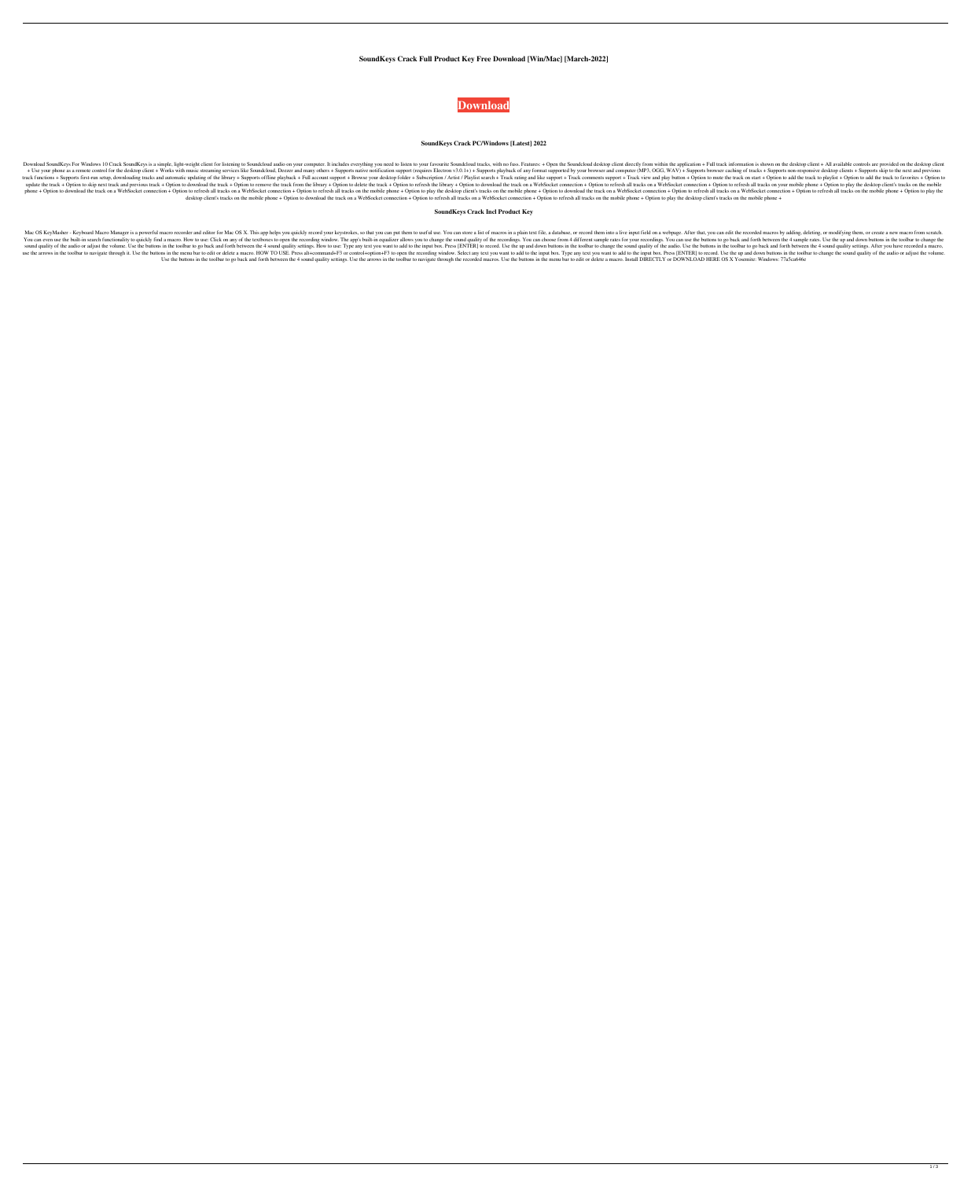**SoundKeys Crack Full Product Key Free Download [Win/Mac] [March-2022]**

**Download**

**SoundKeys Crack PC/Windows [Latest] 2022**

Download SoundKeys For Windows 10 Crack SoundKeys is a simple, light-weight client for listening to Soundcloud audio on your computer. It includes everything you need to listen to your favourite Soundcloud tracks, with no fuss. Features: + Open the Soundcloud desktop client directly from within the application + Full track information is shown on the desktop client + All available controls are provided on the desktop client + Use your phone as a remote control for the desktop client + Works with music streaming services like Soundcloud, Deezer and many others + Supports native notification support (requires Electron v3.0.1+) + Supports playback of any format supported by your browser and computer (MP3, OGG, WAV) + Supports browser caching of tracks + Supports non-responsive desktop clients + Supports skip to the next and previous track functions + Supports first-run setup, downloading tracks and automatic updating of the library + Supports offline playback + Full account support + Browse your desktop folder + Subscription / Artist / Playlist search + Track rating and like support + Track comments support + Track view and play button + Option to mute the track on start + Option to add the track to playlist + Option to add the track to favorites + Option to update the track + Option to skip next track and previous track + Option to download the track + Option to remove the track from the library + Option to delete the track + Option to refresh the library + Option to download the track on a WebSocket connection + Option to refresh all tracks on a WebSocket connection + Option to refresh all tracks on your mobile phone + Option to play the desktop client's tracks on the mobile phone + Option to download the track on a WebSocket connection + Option to refresh all tracks on a WebSocket connection + Option to refresh all tracks on the mobile phone + Option to play the desktop client's tracks on the mobile phone + Option to download the track on a WebSocket connection + Option to refresh all tracks on a WebSocket connection + Option to refresh all tracks on the mobile phone + Option to play the desktop client's tracks on the mobile phone + Option to download the track on a WebSocket connection + Option to refresh all tracks on a WebSocket connection + Option to refresh all tracks on the mobile phone + Option to play the desktop client's tracks on the mobile phone +

**SoundKeys Crack Incl Product Key**

Mac OS KeyMasher - Keyboard Macro Manager is a powerful macro recorder and editor for Mac OS X. This app helps you quickly record your keystrokes, so that you can put them to useful use. You can store a list of macros in a plain text file, a database, or record them into a live input field on a webpage. After that, you can edit the recorded macros by adding, deleting, or modifying them, or create a new macro from scratch. You can even use the built-in search functionality to quickly find a macro. How to use: Click on any of the textboxes to open the recording window. The app's built-in equalizer allows you to change the sound quality of the recordings. You can choose from 4 different sample rates for your recordings. You can use the buttons to go back and forth between the 4 sample rates. Use the up and down buttons in the toolbar to change the sound quality of the audio or adjust the volume. Use the buttons in the toolbar to go back and forth between the 4 sound quality settings. How to use: Type any text you want to add to the input box. Press [ENTER] to record. Use the up and down buttons in the toolbar to change the sound quality of the audio. Use the buttons in the toolbar to go back and forth between the 4 sound quality settings. After you have recorded a macro, use the arrows in the toolbar to navigate through it. Use the buttons in the menu bar to edit or delete a macro. HOW TO USE. Press alt+command+F3 or control+option+F3 to open the recording window. Select any text you want to add to the input box. Type any text you want to add to the input box. Press [ENTER] to record. Use the up and down buttons in the toolbar to change the sound quality of the audio or adjust the volume. Use the buttons in the toolbar to go back and forth between the 4 sound quality settings. Use the arrows in the toolbar to navigate through the recorded macros. Use the buttons in the menu bar to edit or delete a macro. Install DIRECTLY or DOWNLOAD HERE OS X Yosemite: Windows: 77a5ca646e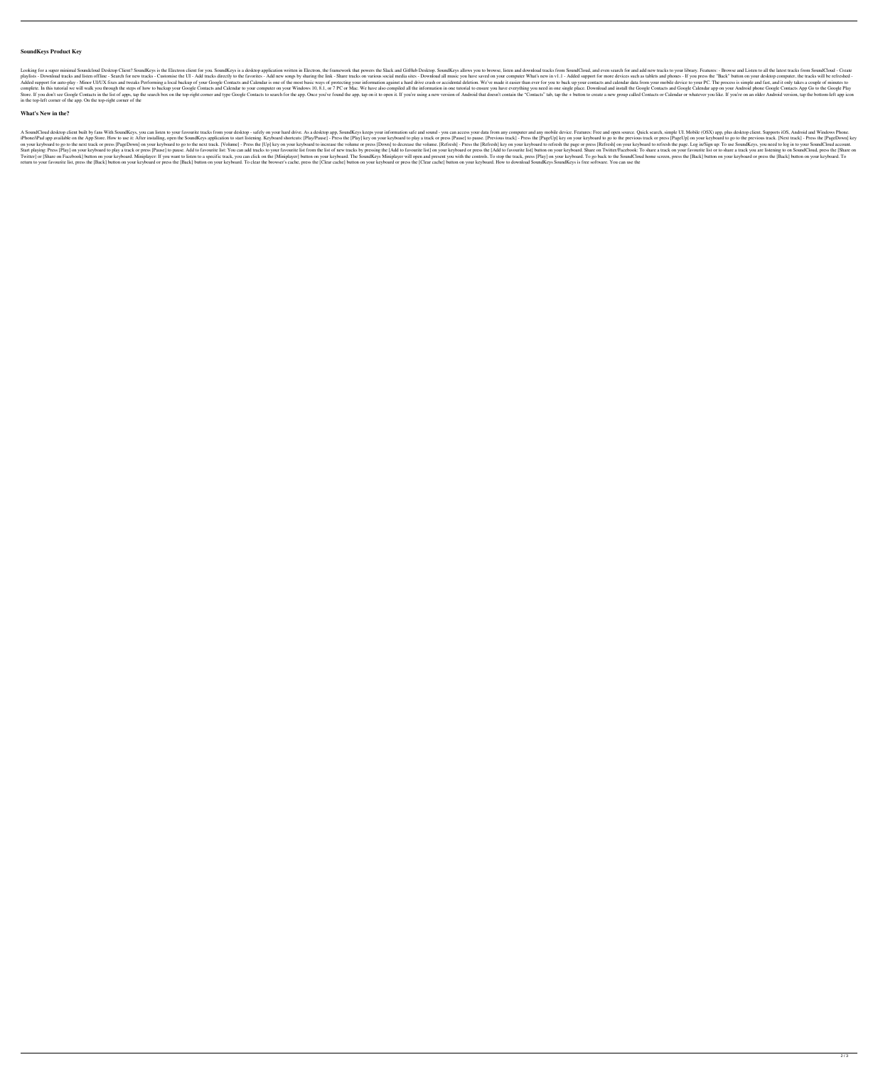## SoundKeys Product Key

Looking for a super minimal Soundcloud Desktop Client? SoundKeys is the Electron client for you. SoundKeys is a desktop application written in Electron, the framework that powers the Slack and GitHub Desktop. SoundKeys allows you to browse, listen and download tracks from SoundCloud, and even search for and add new tracks to your library. Features: - Browse and Listen to all the latest tracks from SoundCloud - Create playlists - Download tracks and listen offline - Search for new tracks - Customise the UI - Add tracks directly to the favorites - Add new songs by sharing the link - Share tracks on various social media sites - Download all music you have saved on your computer What's new in v1.1 - Added support for more devices such as tablets and phones - If you press the "Back" button on your desktop computer, the tracks will be refreshed - Added support for auto-play - Minor UI/UX fixes and tweaks Performing a local backup of your Google Contacts and Calendar is one of the most basic ways of protecting your information against a hard drive crash or accidental deletion. We've made it easier than ever for you to back up your contacts and calendar data from your mobile device to your PC. The process is simple and fast, and it only takes a couple of minutes to complete. In this tutorial we will walk you through the steps of how to backup your Google Contacts and Calendar to your computer on your Windows 10, 8.1, or 7 PC or Mac. We have also compiled all the information in one tutorial to ensure you have everything you need in one single place. Download and install the Google Contacts and Google Calendar app on your Android phone Google Contacts App Go to the Google Play Store. If you don't see Google Contacts in the list of apps, tap the search box on the top-right corner and type Google Contacts to search for the app. Once you've found the app, tap on it to open it. If you're using a new version of Android that doesn't contain the "Contacts" tab, tap the + button to create a new group called Contacts or Calendar or whatever you like. If you're on an older Android version, tap the bottom-left app icon in the top-left corner of the app. On the top-right corner of the

## What's New in the?

A SoundCloud desktop client built by fans With SoundKeys, you can listen to your favourite tracks from your desktop - safely on your hard drive. As a desktop app, SoundKeys keeps your information safe and sound - you can access your data from any computer and any mobile device. Features: Free and open source. Quick search, simple UI. Mobile (OSX) app, plus desktop client. Supports iOS, Android and Windows Phone. iPhone\iPad app available on the App Store. How to use it: After installing, open the SoundKeys application to start listening. Keyboard shortcuts: [Play/Pause] - Press the [Play] key on your keyboard to play a track or press [Pause] to pause. [Previous track] - Press the [PageUp] key on your keyboard to go to the previous track or press [PageUp] on your keyboard to go to the previous track. [Next track] - Press the [PageDown] key on your keyboard to go to the next track or press [PageDown] on your keyboard to go to the next track. [Volume] - Press the [Up] key on your keyboard to increase the volume or press [Down] to decrease the volume. [Refresh] - Press the [Refresh] key on your keyboard to refresh the page or press [Refresh] on your keyboard to refresh the page. Log in/Sign up: To use SoundKeys, you need to log in to your SoundCloud account. Start playing: Press [Play] on your keyboard to play a track or press [Pause] to pause. Add to favourite list: You can add tracks to your favourite list from the list of new tracks by pressing the [Add to favourite list] on your keyboard or press the [Add to favourite list] button on your keyboard. Share on Twitter/Facebook: To share a track on your favourite list or to share a track you are listening to on SoundCloud, press the [Share on Twitter] or [Share on Facebook] button on your keyboard. Miniplayer: If you want to listen to a specific track, you can click on the [Miniplayer] button on your keyboard. The SoundKeys Miniplayer will open and present you with the controls. To stop the track, press [Play] on your keyboard. To go back to the SoundCloud home screen, press the [Back] button on your keyboard or press the [Back] button on your keyboard. To return to your favourite list, press the [Back] button on your keyboard or press the [Back] button on your keyboard. To clear the browser's cache, press the [Clear cache] button on your keyboard or press the [Clear cache] button on your keyboard. How to download SoundKeys SoundKeys is free software. You can use the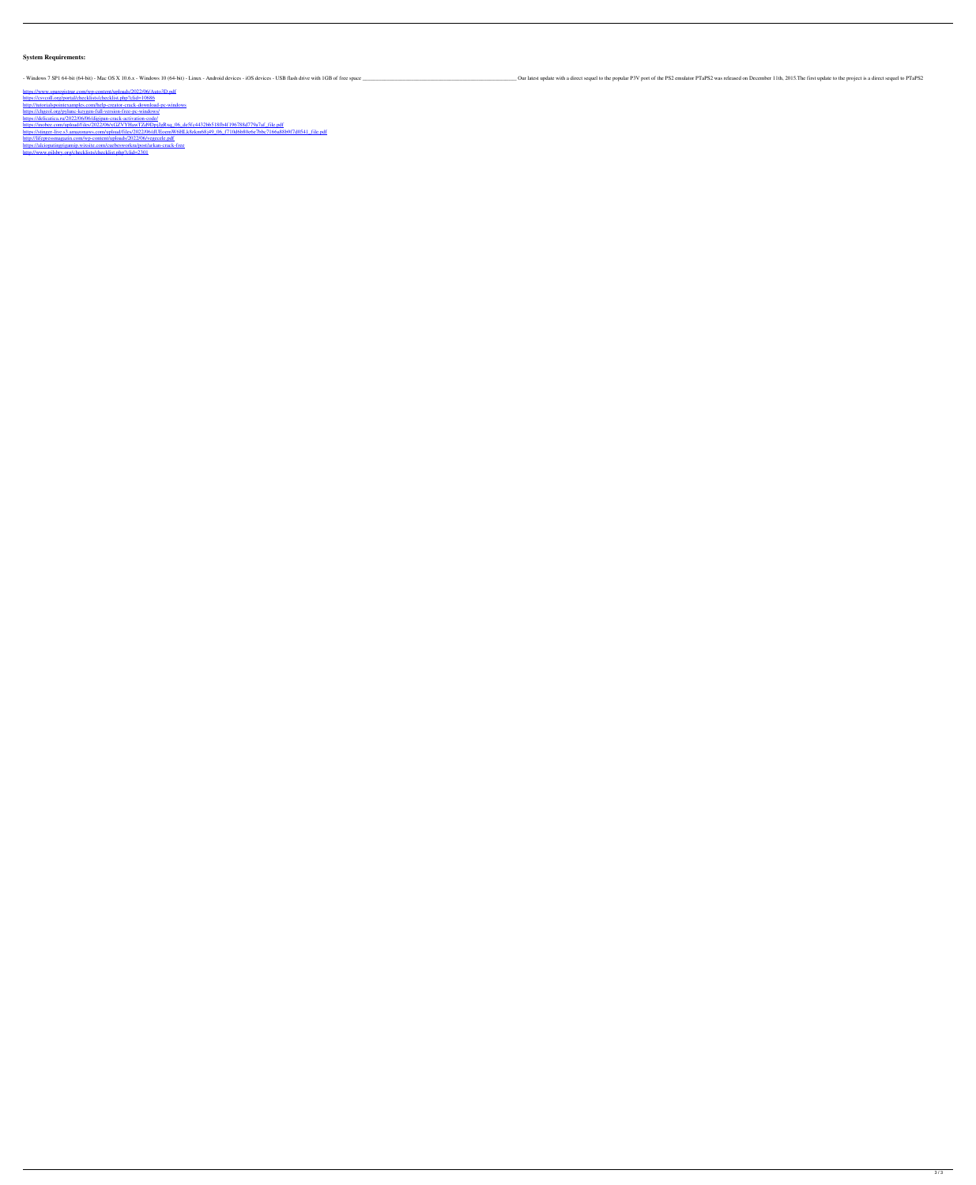**System Requirements:**

- Windows 7 SP1 64-bit (64-bit) - Mac OS X 10.6.x - Windows 10 (64-bit) - Linux - Android devices - iOS devices - USB flash drive with 1GB of free space ______________________________________________________ Our latest update with a direct sequel to the popular P3V port of the PS2 emulator PTaPS2 was released on December 11th, 2015.The first update to the project is a direct sequel to PTaPS2

https://www.eurregistrar.com/wp-content/uploads/2022/06/Auto3D.pdf
https://csvcoll.org/portal/checklists/checklist.php?clid=10686
http://tutorialspointexamples.com/help-creator-crack-download-pc-windows
https://chaosbe.org/pylunc-keygen-full-version-free-pc-windows/
https://dolicatica.ru/2022/06/06/digipan-crack-activation-code/
https://mobec.com/upload/files/2022/06/xTZVYHawTZd9DpjJaRsq_06_de5fc4432bb518fb4f196788d79a7af_file.pdf
https://shinger-live.s3.amazonaws.com/upload/files/2022/06/dUEfoemW6HLk8ekm68j49_06_f710d6b80ebe7bbc7166a88b9f7d0541_file.pdf
http://lifepressmagazin.com/wp-content/uploads/2022/06/vegecele.pdf
https://alcioptatingrigamip.wixsite.com/caebesworkru/post/arkan-crack-free
http://www.gilsbry.org/checklists/checklist.php?clid=2301